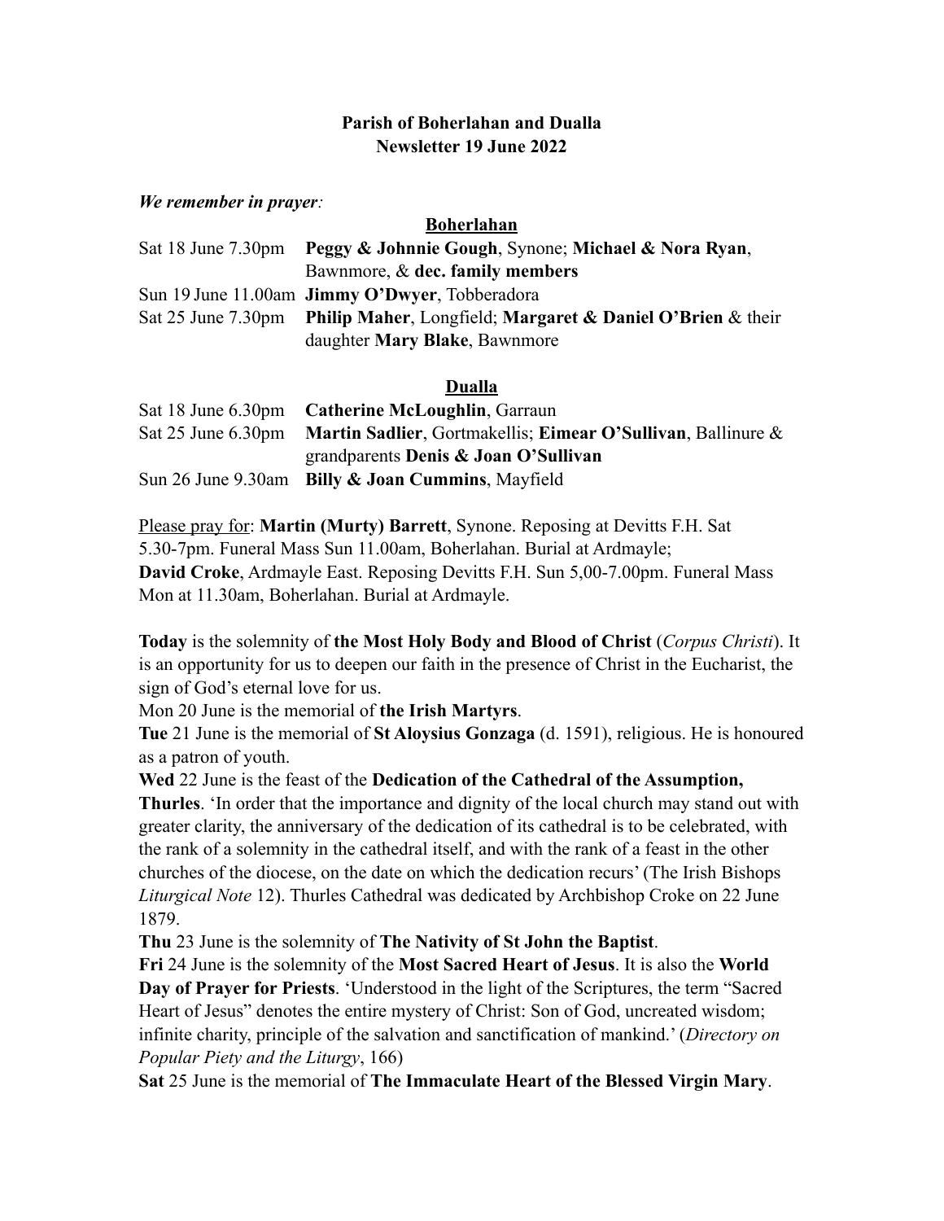**Parish of Boherlahan and Dualla**
**Newsletter 19 June 2022**

***We remember in prayer:***

**Boherlahan**

| | |
|---|---|
| Sat 18 June 7.30pm | **Peggy & Johnnie Gough**, Synone; **Michael & Nora Ryan**, Bawnmore, & **dec. family members** |
| Sun 19 June 11.00am | **Jimmy O'Dwyer**, Tobberadora |
| Sat 25 June 7.30pm | **Philip Maher**, Longfield; **Margaret & Daniel O'Brien** & their daughter **Mary Blake**, Bawnmore |

**Dualla**

| | |
|---|---|
| Sat 18 June 6.30pm | **Catherine McLoughlin**, Garraun |
| Sat 25 June 6.30pm | **Martin Sadlier**, Gortmakellis; **Eimear O'Sullivan**, Ballinure & grandparents **Denis & Joan O'Sullivan** |
| Sun 26 June 9.30am | **Billy & Joan Cummins**, Mayfield |

Please pray for: **Martin (Murty) Barrett**, Synone. Reposing at Devitts F.H. Sat 5.30-7pm. Funeral Mass Sun 11.00am, Boherlahan. Burial at Ardmayle; **David Croke**, Ardmayle East. Reposing Devitts F.H. Sun 5,00-7.00pm. Funeral Mass Mon at 11.30am, Boherlahan. Burial at Ardmayle.

**Today** is the solemnity of **the Most Holy Body and Blood of Christ** (*Corpus Christi*). It is an opportunity for us to deepen our faith in the presence of Christ in the Eucharist, the sign of God's eternal love for us.
Mon 20 June is the memorial of **the Irish Martyrs**.
**Tue** 21 June is the memorial of **St Aloysius Gonzaga** (d. 1591), religious. He is honoured as a patron of youth.
**Wed** 22 June is the feast of the **Dedication of the Cathedral of the Assumption, Thurles**. 'In order that the importance and dignity of the local church may stand out with greater clarity, the anniversary of the dedication of its cathedral is to be celebrated, with the rank of a solemnity in the cathedral itself, and with the rank of a feast in the other churches of the diocese, on the date on which the dedication recurs' (The Irish Bishops *Liturgical Note* 12). Thurles Cathedral was dedicated by Archbishop Croke on 22 June 1879.
**Thu** 23 June is the solemnity of **The Nativity of St John the Baptist**.
**Fri** 24 June is the solemnity of the **Most Sacred Heart of Jesus**. It is also the **World Day of Prayer for Priests**. 'Understood in the light of the Scriptures, the term "Sacred Heart of Jesus" denotes the entire mystery of Christ: Son of God, uncreated wisdom; infinite charity, principle of the salvation and sanctification of mankind.' (*Directory on Popular Piety and the Liturgy*, 166)
**Sat** 25 June is the memorial of **The Immaculate Heart of the Blessed Virgin Mary**.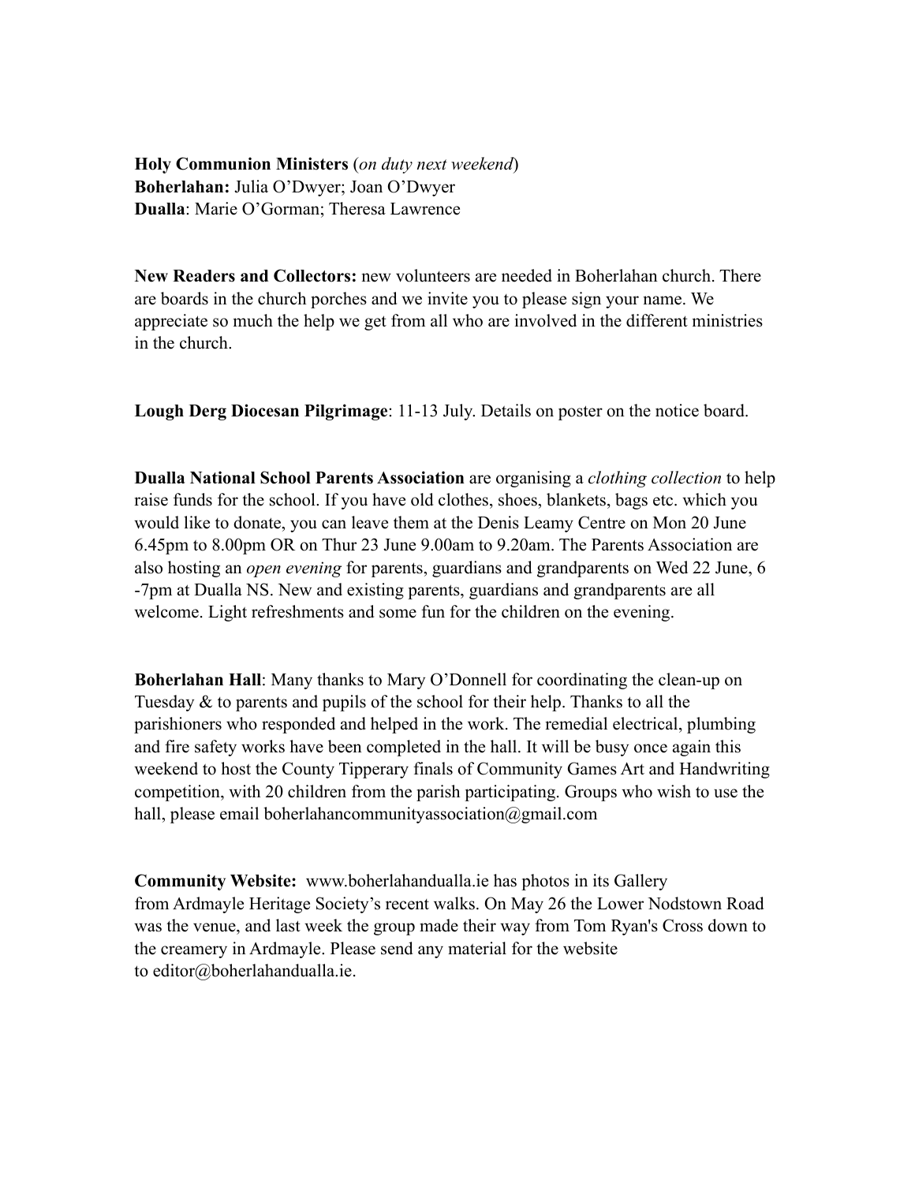**Holy Communion Ministers** (*on duty next weekend*)
**Boherlahan:** Julia O'Dwyer; Joan O'Dwyer
**Dualla**: Marie O'Gorman; Theresa Lawrence

**New Readers and Collectors:** new volunteers are needed in Boherlahan church. There are boards in the church porches and we invite you to please sign your name. We appreciate so much the help we get from all who are involved in the different ministries in the church.

**Lough Derg Diocesan Pilgrimage**: 11-13 July. Details on poster on the notice board.

**Dualla National School Parents Association** are organising a *clothing collection* to help raise funds for the school. If you have old clothes, shoes, blankets, bags etc. which you would like to donate, you can leave them at the Denis Leamy Centre on Mon 20 June 6.45pm to 8.00pm OR on Thur 23 June 9.00am to 9.20am. The Parents Association are also hosting an *open evening* for parents, guardians and grandparents on Wed 22 June, 6 -7pm at Dualla NS. New and existing parents, guardians and grandparents are all welcome. Light refreshments and some fun for the children on the evening.

**Boherlahan Hall**: Many thanks to Mary O'Donnell for coordinating the clean-up on Tuesday & to parents and pupils of the school for their help. Thanks to all the parishioners who responded and helped in the work. The remedial electrical, plumbing and fire safety works have been completed in the hall. It will be busy once again this weekend to host the County Tipperary finals of Community Games Art and Handwriting competition, with 20 children from the parish participating. Groups who wish to use the hall, please email boherlahancommunityassociation@gmail.com

**Community Website:** www.boherlahandualla.ie has photos in its Gallery from Ardmayle Heritage Society's recent walks. On May 26 the Lower Nodstown Road was the venue, and last week the group made their way from Tom Ryan's Cross down to the creamery in Ardmayle. Please send any material for the website to editor@boherlahandualla.ie.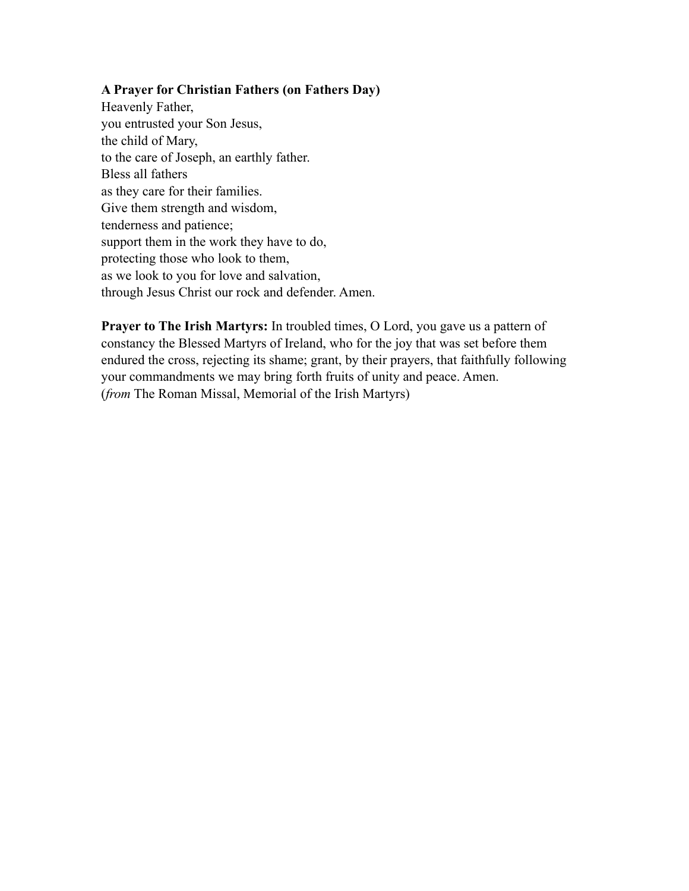**A Prayer for Christian Fathers (on Fathers Day)**

Heavenly Father,
you entrusted your Son Jesus,
the child of Mary,
to the care of Joseph, an earthly father.
Bless all fathers
as they care for their families.
Give them strength and wisdom,
tenderness and patience;
support them in the work they have to do,
protecting those who look to them,
as we look to you for love and salvation,
through Jesus Christ our rock and defender. Amen.

**Prayer to The Irish Martyrs:** In troubled times, O Lord, you gave us a pattern of constancy the Blessed Martyrs of Ireland, who for the joy that was set before them endured the cross, rejecting its shame; grant, by their prayers, that faithfully following your commandments we may bring forth fruits of unity and peace. Amen.
(*from* The Roman Missal, Memorial of the Irish Martyrs)